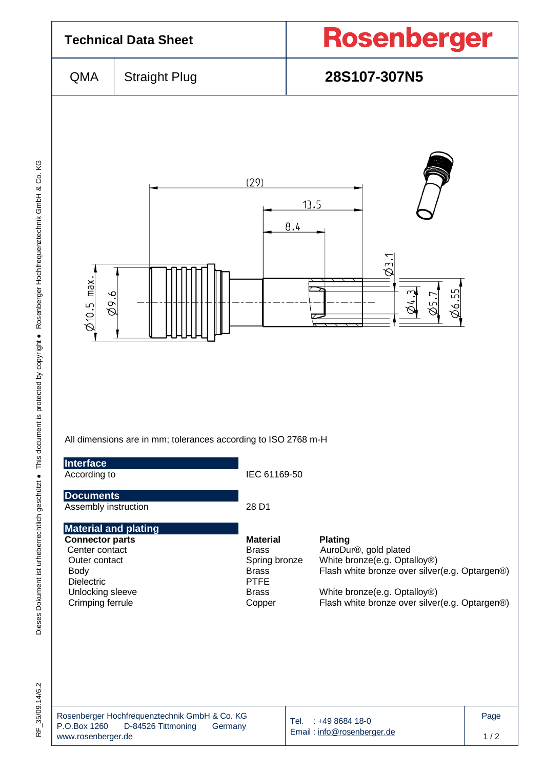# Technical Data Sheet

**Rosenberger**

| QMA | Straight Plug | 28S107-307N5 |
|---|---|---|

(29)
13.5
8.4
Ø3.1
Ø10.5 max.
Ø9.6
Ø4.3
Ø5.7
Ø6.55

All dimensions are in mm; tolerances according to ISO 2768 m-H

## Interface

| | |
|---|---|
| According to | IEC 61169-50 |

## Documents

| | |
|---|---|
| Assembly instruction | 28 D1 |

## Material and plating

| Connector parts | Material | Plating |
|---|---|---|
| Center contact | Brass | AuroDur®, gold plated |
| Outer contact | Spring bronze | White bronze(e.g. Optalloy®) |
| Body | Brass | Flash white bronze over silver(e.g. Optargen®) |
| Dielectric | PTFE | |
| Unlocking sleeve | Brass | White bronze(e.g. Optalloy®) |
| Crimping ferrule | Copper | Flash white bronze over silver(e.g. Optargen®) |

Rosenberger Hochfrequenztechnik GmbH & Co. KG
P.O.Box 1260 D-84526 Tittmoning Germany
www.rosenberger.de

Tel. : +49 8684 18-0
Email : info@rosenberger.de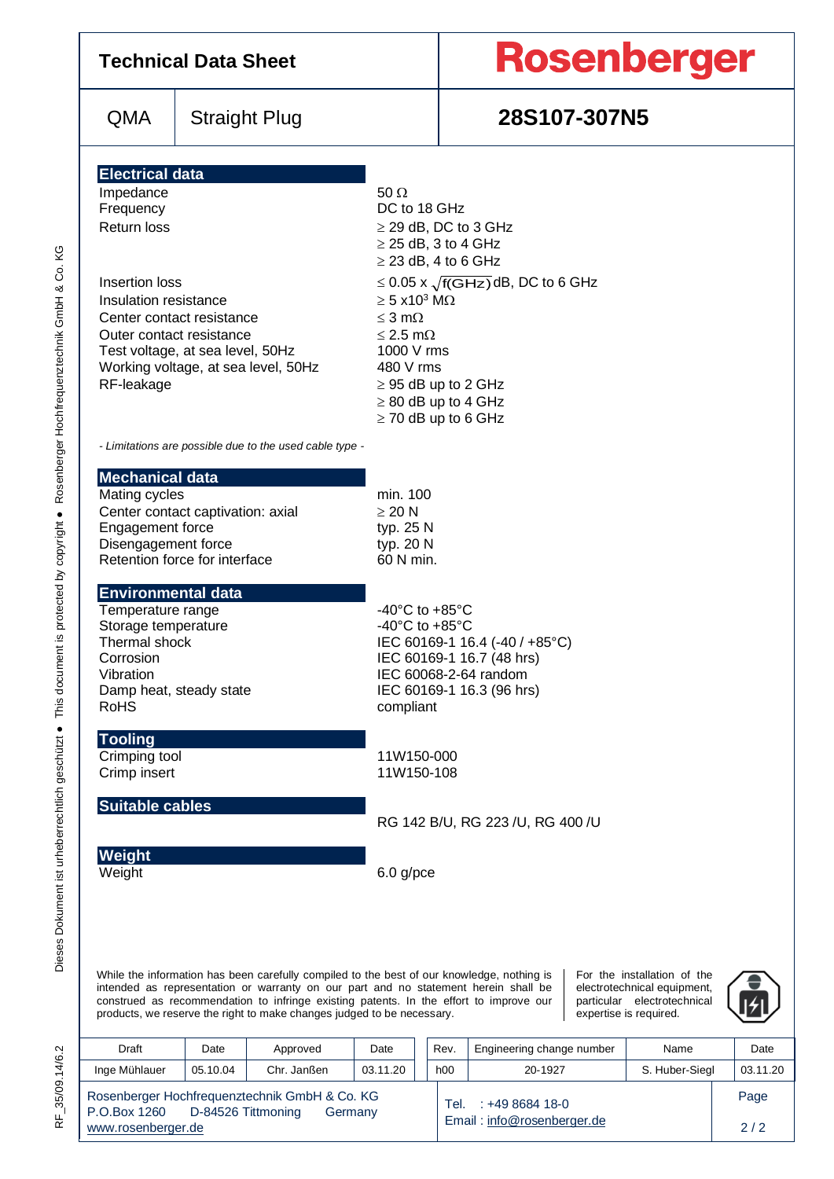# Technical Data Sheet

**Rosenberger**

| | | |
|---|---|---|
| QMA | Straight Plug | **28S107-307N5** |

## Electrical data

| | |
|---|---|
| Impedance | 50 Ω |
| Frequency | DC to 18 GHz |
| Return loss | ≥ 29 dB, DC to 3 GHz<br>≥ 25 dB, 3 to 4 GHz<br>≥ 23 dB, 4 to 6 GHz |
| Insertion loss | ≤ 0.05 x $\sqrt{f(GHz)}$ dB, DC to 6 GHz |
| Insulation resistance | ≥ 5 x$10^3$ MΩ |
| Center contact resistance | ≤ 3 mΩ |
| Outer contact resistance | ≤ 2.5 mΩ |
| Test voltage, at sea level, 50Hz | 1000 V rms |
| Working voltage, at sea level, 50Hz | 480 V rms |
| RF-leakage | ≥ 95 dB up to 2 GHz<br>≥ 80 dB up to 4 GHz<br>≥ 70 dB up to 6 GHz |

*- Limitations are possible due to the used cable type -*

## Mechanical data

| | |
|---|---|
| Mating cycles | min. 100 |
| Center contact captivation: axial | ≥ 20 N |
| Engagement force | typ. 25 N |
| Disengagement force | typ. 20 N |
| Retention force for interface | 60 N min. |

## Environmental data

| | |
|---|---|
| Temperature range | -40°C to +85°C |
| Storage temperature | -40°C to +85°C |
| Thermal shock | IEC 60169-1 16.4 (-40 / +85°C) |
| Corrosion | IEC 60169-1 16.7 (48 hrs) |
| Vibration | IEC 60068-2-64 random |
| Damp heat, steady state | IEC 60169-1 16.3 (96 hrs) |
| RoHS | compliant |

## Tooling

| | |
|---|---|
| Crimping tool | 11W150-000 |
| Crimp insert | 11W150-108 |

## Suitable cables

RG 142 B/U, RG 223 /U, RG 400 /U

## Weight

| | |
|---|---|
| Weight | 6.0 g/pce |

While the information has been carefully compiled to the best of our knowledge, nothing is intended as representation or warranty on our part and no statement herein shall be construed as recommendation to infringe existing patents. In the effort to improve our products, we reserve the right to make changes judged to be necessary.

For the installation of the electrotechnical equipment, particular electrotechnical expertise is required.

| Draft | Date | Approved | Date | Rev. | Engineering change number | Name | Date |
|---|---|---|---|---|---|---|---|
| Inge Mühlauer | 05.10.04 | Chr. Janßen | 03.11.20 | h00 | 20-1927 | S. Huber-Siegl | 03.11.20 |

Rosenberger Hochfrequenztechnik GmbH & Co. KG
P.O.Box 1260 D-84526 Tittmoning Germany
www.rosenberger.de

Tel. : +49 8684 18-0
Email : info@rosenberger.de

Dieses Dokument ist urheberrechtlich geschützt ● This document is protected by copyright ● Rosenberger Hochfrequenztechnik GmbH & Co. KG

RF_35/09.14/6.2